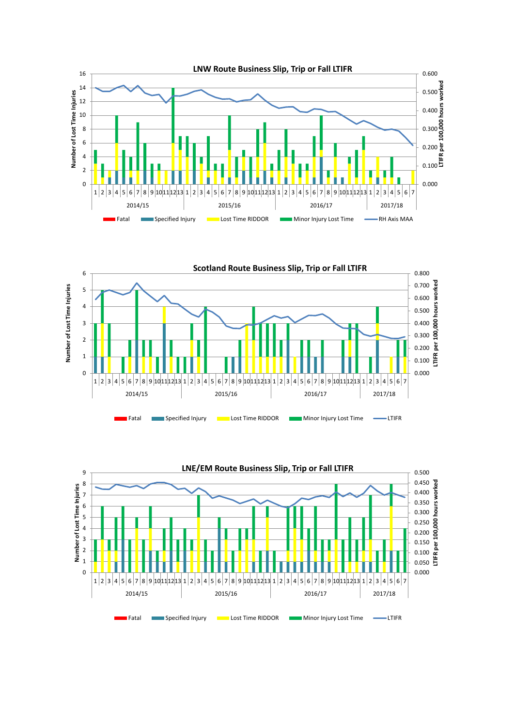**LNW Route Business Slip, Trip or Fall LTIFR**

Number of Lost Time Injuries: 0, 2, 4, 6, 8, 10, 12, 14, 16

LTIFR per 100,000 hours worked: 0.000, 0.100, 0.200, 0.300, 0.400, 0.500, 0.600

Periods: 1 2 3 4 5 6 7 8 9 10 11 12 13 (2014/15) | 1 2 3 4 5 6 7 8 9 10 11 12 13 (2015/16) | 1 2 3 4 5 6 7 8 9 10 11 12 13 (2016/17) | 1 2 3 4 5 6 7 (2017/18)

Fatal | Specified Injury | Lost Time RIDDOR | Minor Injury Lost Time | RH Axis MAA

**Scotland Route Business Slip, Trip or Fall LTIFR**

Number of Lost Time Injuries: 0, 1, 2, 3, 4, 5, 6

LTIFR per 100,000 hours worked: 0.000, 0.100, 0.200, 0.300, 0.400, 0.500, 0.600, 0.700, 0.800

Periods: 1 2 3 4 5 6 7 8 9 10 11 12 13 (2014/15) | 1 2 3 4 5 6 7 8 9 10 11 12 13 (2015/16) | 1 2 3 4 5 6 7 8 9 10 11 12 13 (2016/17) | 1 2 3 4 5 6 7 (2017/18)

Fatal | Specified Injury | Lost Time RIDDOR | Minor Injury Lost Time | LTIFR

**LNE/EM Route Business Slip, Trip or Fall LTIFR**

Number of Lost Time Injuries: 0, 1, 2, 3, 4, 5, 6, 7, 8, 9

LTIFR per 100,000 hours worked: 0.000, 0.050, 0.100, 0.150, 0.200, 0.250, 0.300, 0.350, 0.400, 0.450, 0.500

Periods: 1 2 3 4 5 6 7 8 9 10 11 12 13 (2014/15) | 1 2 3 4 5 6 7 8 9 10 11 12 13 (2015/16) | 1 2 3 4 5 6 7 8 9 10 11 12 13 (2016/17) | 1 2 3 4 5 6 7 (2017/18)

Fatal | Specified Injury | Lost Time RIDDOR | Minor Injury Lost Time | LTIFR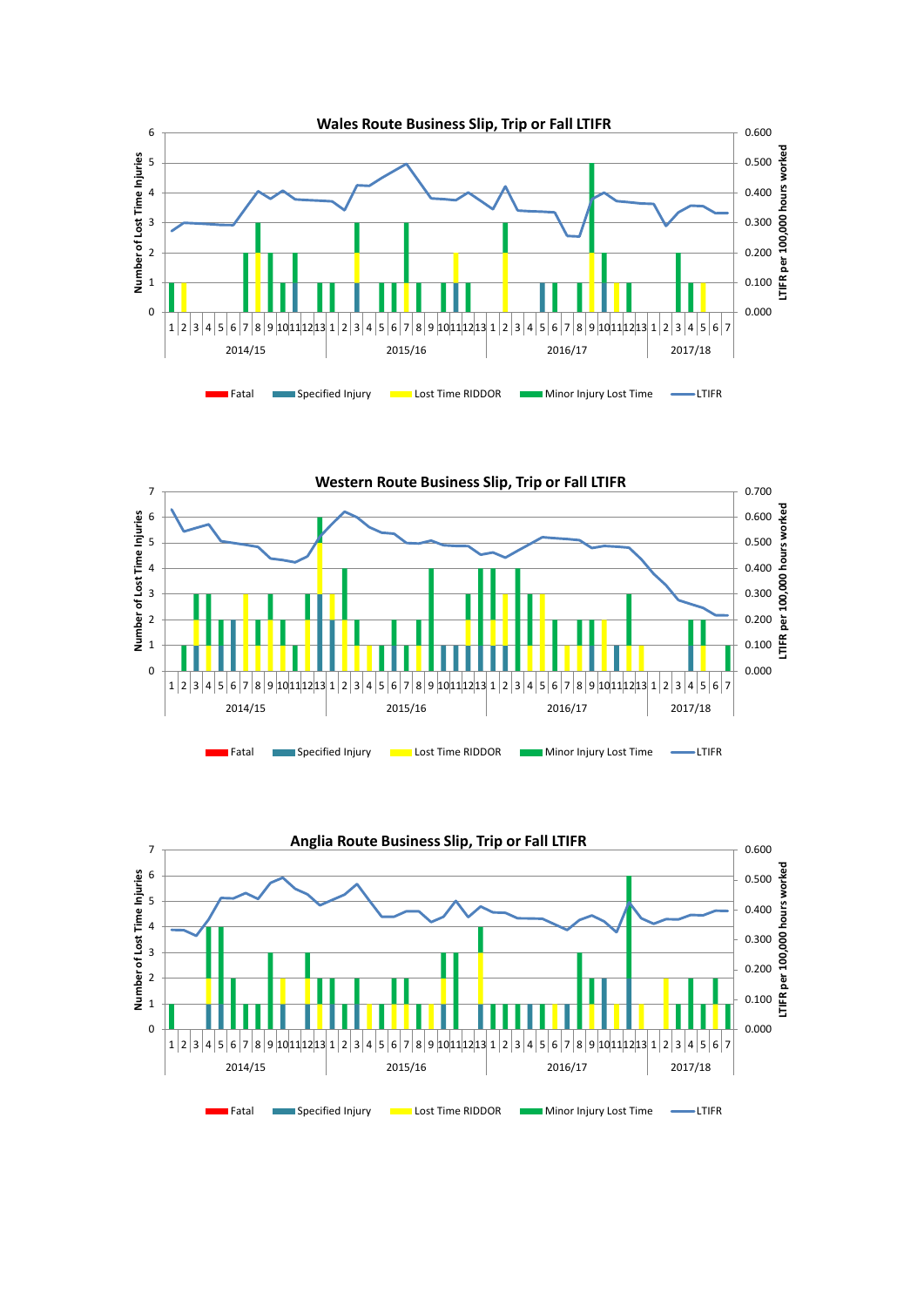## Wales Route Business Slip, Trip or Fall LTIFR

Number of Lost Time Injuries (0–6) | LTIFR per 100,000 hours worked (0.000–0.600)

Periods 1–13: 2014/15, 2015/16, 2016/17; Periods 1–7: 2017/18

Legend: Fatal | Specified Injury | Lost Time RIDDOR | Minor Injury Lost Time | LTIFR

## Western Route Business Slip, Trip or Fall LTIFR

Number of Lost Time Injuries (0–7) | LTIFR per 100,000 hours worked (0.000–0.700)

Periods 1–13: 2014/15, 2015/16, 2016/17; Periods 1–7: 2017/18

Legend: Fatal | Specified Injury | Lost Time RIDDOR | Minor Injury Lost Time | LTIFR

## Anglia Route Business Slip, Trip or Fall LTIFR

Number of Lost Time Injuries (0–7) | LTIFR per 100,000 hours worked (0.000–0.600)

Periods 1–13: 2014/15, 2015/16, 2016/17; Periods 1–7: 2017/18

Legend: Fatal | Specified Injury | Lost Time RIDDOR | Minor Injury Lost Time | LTIFR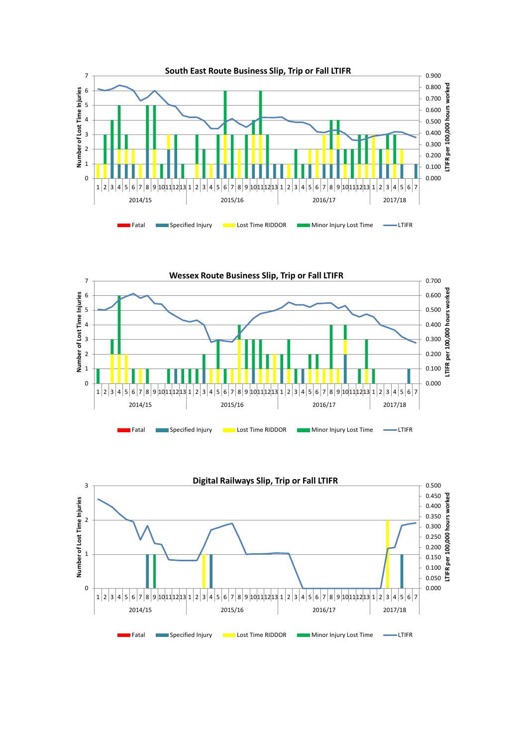## South East Route Business Slip, Trip or Fall LTIFR

Number of Lost Time Injuries

LTIFR per 100,000 hours worked

2014/15 | 2015/16 | 2016/17 | 2017/18

Fatal | Specified Injury | Lost Time RIDDOR | Minor Injury Lost Time | LTIFR

## Wessex Route Business Slip, Trip or Fall LTIFR

Number of Lost Time Injuries

LTIFR per 100,000 hours worked

2014/15 | 2015/16 | 2016/17 | 2017/18

Fatal | Specified Injury | Lost Time RIDDOR | Minor Injury Lost Time | LTIFR

## Digital Railways Slip, Trip or Fall LTIFR

Number of Lost Time Injuries

LTIFR per 100,000 hours worked

2014/15 | 2015/16 | 2016/17 | 2017/18

Fatal | Specified Injury | Lost Time RIDDOR | Minor Injury Lost Time | LTIFR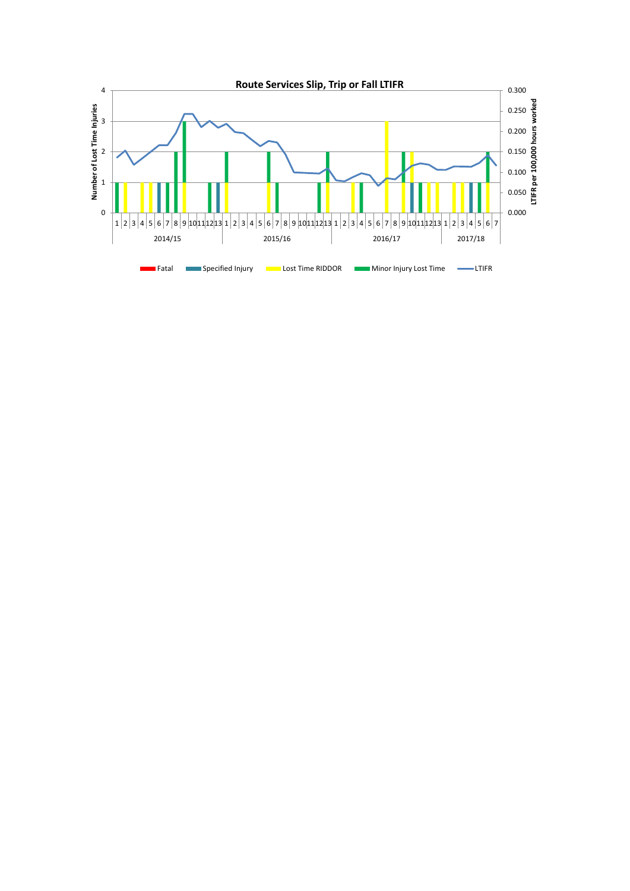Route Services Slip, Trip or Fall LTIFR

Number of Lost Time Injuries

LTIFR per 100,000 hours worked

0 1 2 3 4

0.000 0.050 0.100 0.150 0.200 0.250 0.300

1 2 3 4 5 6 7 8 9 10 11 12 13 1 2 3 4 5 6 7 8 9 10 11 12 13 1 2 3 4 5 6 7 8 9 10 11 12 13 1 2 3 4 5 6 7

2014/15 2015/16 2016/17 2017/18

Fatal Specified Injury Lost Time RIDDOR Minor Injury Lost Time LTIFR